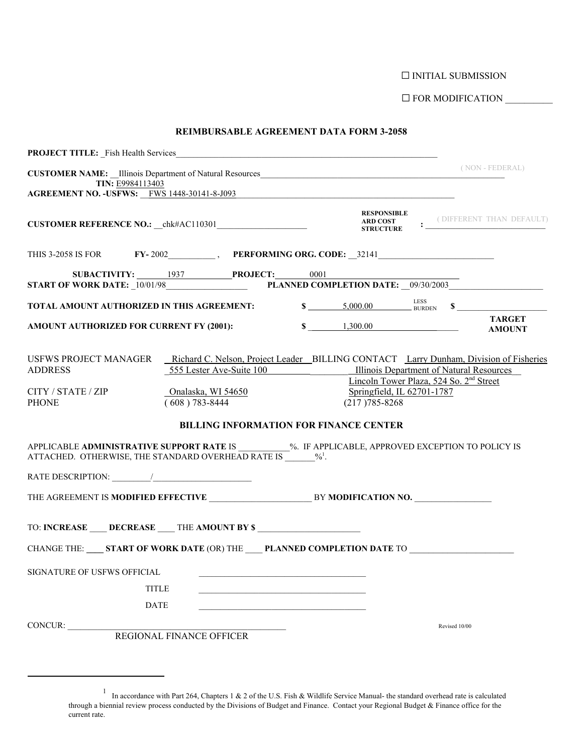☐ INITIAL SUBMISSION

☐ FOR MODIFICATION __________

## REIMBURSABLE AGREEMENT DATA FORM 3-2058

**PROJECT TITLE:** Fish Health Services

**CUSTOMER NAME:** Illinois Department of Natural Resources ( NON - FEDERAL)

**TIN:** E9984113403

**AGREEMENT NO. -USFWS:** FWS 1448-30141-8-J093

**CUSTOMER REFERENCE NO.:** chk#AC110301

**RESPONSIBLE ARD COST STRUCTURE:** ( DIFFERENT THAN DEFAULT) ____________

THIS 3-2058 IS FOR **FY-** 2002, **PERFORMING ORG. CODE:** 32141

**SUBACTIVITY:** 1937 **PROJECT:** 0001

**START OF WORK DATE:** 10/01/98 **PLANNED COMPLETION DATE:** 09/30/2003

**TOTAL AMOUNT AUTHORIZED IN THIS AGREEMENT:** $ 5,000.00 LESS BURDEN $ ____________

**AMOUNT AUTHORIZED FOR CURRENT FY (2001):** $ 1,300.00 **TARGET AMOUNT**

| | | | |
|---|---|---|---|
| USFWS PROJECT MANAGER | Richard C. Nelson, Project Leader | BILLING CONTACT | Larry Dunham, Division of Fisheries |
| ADDRESS | 555 Lester Ave-Suite 100 | | Illinois Department of Natural Resources<br>Lincoln Tower Plaza, 524 So. 2nd Street |
| CITY / STATE / ZIP | Onalaska, WI 54650 | | Springfield, IL 62701-1787 |
| PHONE | ( 608 ) 783-8444 | | (217 )785-8268 |

### BILLING INFORMATION FOR FINANCE CENTER

APPLICABLE **ADMINISTRATIVE SUPPORT RATE** IS ___________%. IF APPLICABLE, APPROVED EXCEPTION TO POLICY IS ATTACHED. OTHERWISE, THE STANDARD OVERHEAD RATE IS _______%[1].

RATE DESCRIPTION: ________/______________________

THE AGREEMENT IS **MODIFIED EFFECTIVE** ______________________ BY **MODIFICATION NO.** _________________

TO: **INCREASE** ____ **DECREASE** ____ THE **AMOUNT BY $** _______________________

CHANGE THE: ____ **START OF WORK DATE** (OR) THE ____ **PLANNED COMPLETION DATE** TO _______________________

SIGNATURE OF USFWS OFFICIAL ____________________________________

TITLE ____________________________________

DATE ____________________________________

CONCUR: ______________________________________________
REGIONAL FINANCE OFFICER

Revised 10/00

---

[1] In accordance with Part 264, Chapters 1 & 2 of the U.S. Fish & Wildlife Service Manual- the standard overhead rate is calculated through a biennial review process conducted by the Divisions of Budget and Finance. Contact your Regional Budget & Finance office for the current rate.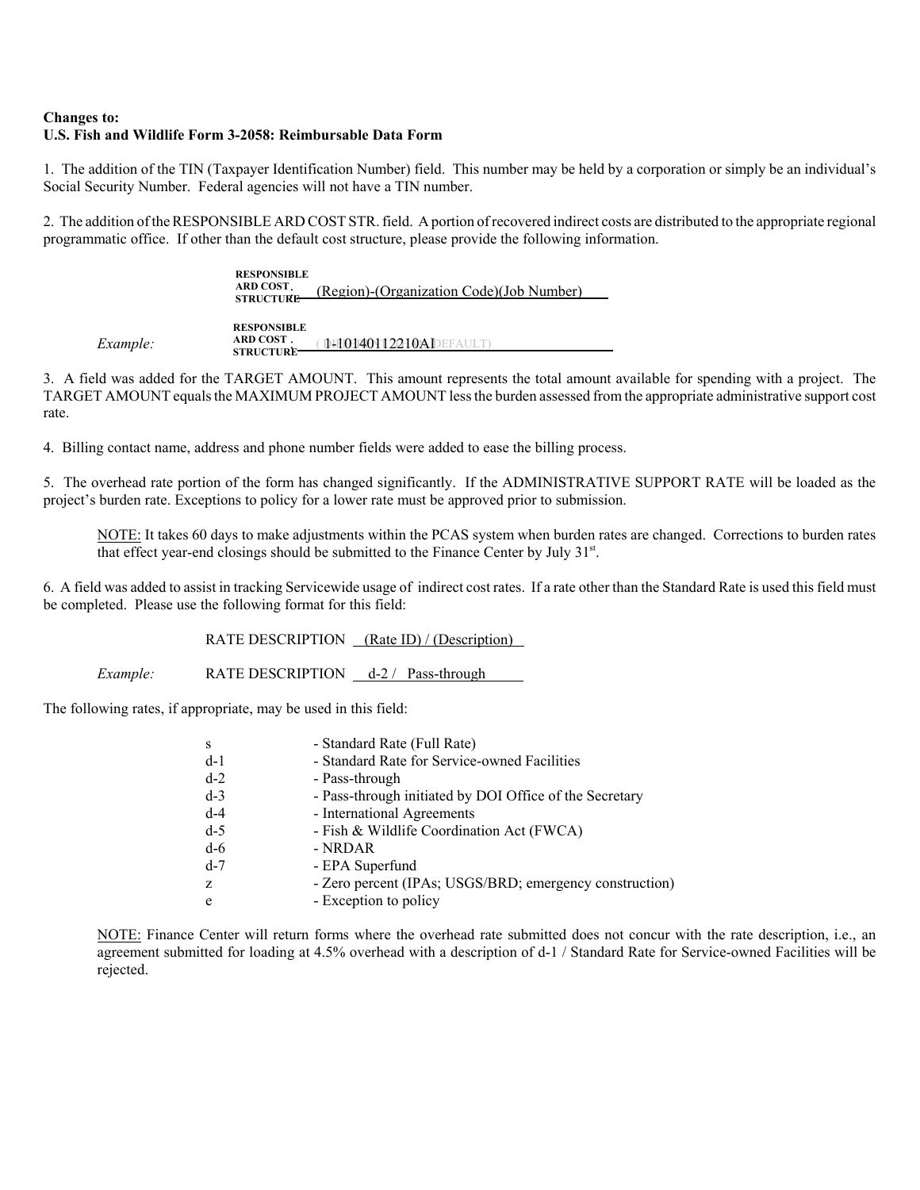**Changes to:**
**U.S. Fish and Wildlife Form 3-2058: Reimbursable Data Form**

1. The addition of the TIN (Taxpayer Identification Number) field. This number may be held by a corporation or simply be an individual's Social Security Number. Federal agencies will not have a TIN number.

2. The addition of the RESPONSIBLE ARD COST STR. field. A portion of recovered indirect costs are distributed to the appropriate regional programmatic office. If other than the default cost structure, please provide the following information.

**RESPONSIBLE ARD COST STRUCTURE** (Region)-(Organization Code)(Job Number)

*Example:* **RESPONSIBLE ARD COST STRUCTURE** 1-10140112210AI

3. A field was added for the TARGET AMOUNT. This amount represents the total amount available for spending with a project. The TARGET AMOUNT equals the MAXIMUM PROJECT AMOUNT less the burden assessed from the appropriate administrative support cost rate.

4. Billing contact name, address and phone number fields were added to ease the billing process.

5. The overhead rate portion of the form has changed significantly. If the ADMINISTRATIVE SUPPORT RATE will be loaded as the project's burden rate. Exceptions to policy for a lower rate must be approved prior to submission.

> NOTE: It takes 60 days to make adjustments within the PCAS system when burden rates are changed. Corrections to burden rates that effect year-end closings should be submitted to the Finance Center by July 31st.

6. A field was added to assist in tracking Servicewide usage of indirect cost rates. If a rate other than the Standard Rate is used this field must be completed. Please use the following format for this field:

RATE DESCRIPTION (Rate ID) / (Description)

*Example:* RATE DESCRIPTION d-2 / Pass-through

The following rates, if appropriate, may be used in this field:

| | |
|---|---|
| s | - Standard Rate (Full Rate) |
| d-1 | - Standard Rate for Service-owned Facilities |
| d-2 | - Pass-through |
| d-3 | - Pass-through initiated by DOI Office of the Secretary |
| d-4 | - International Agreements |
| d-5 | - Fish & Wildlife Coordination Act (FWCA) |
| d-6 | - NRDAR |
| d-7 | - EPA Superfund |
| z | - Zero percent (IPAs; USGS/BRD; emergency construction) |
| e | - Exception to policy |

> NOTE: Finance Center will return forms where the overhead rate submitted does not concur with the rate description, i.e., an agreement submitted for loading at 4.5% overhead with a description of d-1 / Standard Rate for Service-owned Facilities will be rejected.